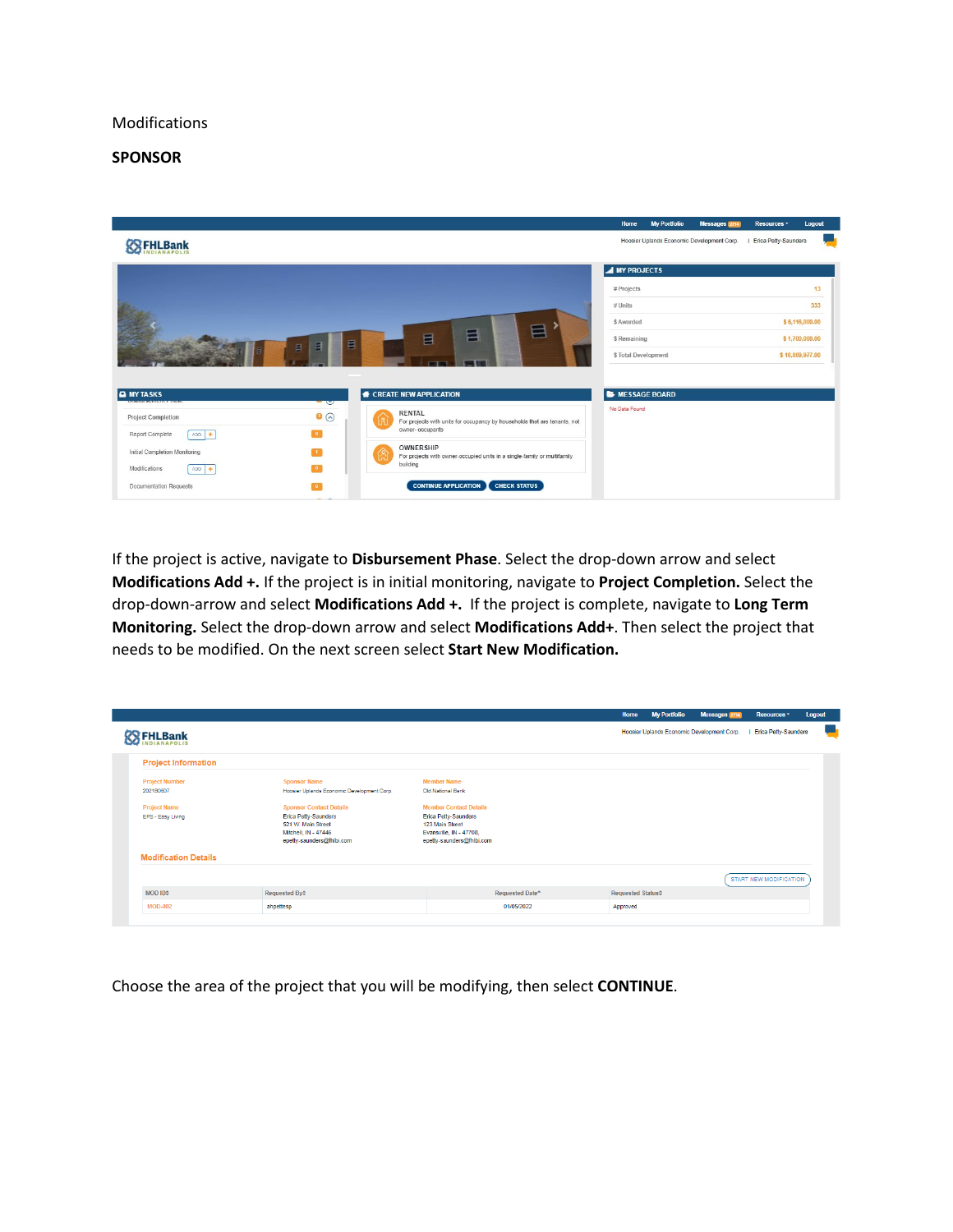Modifications

**SPONSOR**

If the project is active, navigate to **Disbursement Phase**. Select the drop-down arrow and select **Modifications Add +.** If the project is in initial monitoring, navigate to **Project Completion.** Select the drop-down-arrow and select **Modifications Add +.** If the project is complete, navigate to **Long Term Monitoring.** Select the drop-down arrow and select **Modifications Add+**. Then select the project that needs to be modified. On the next screen select **Start New Modification.**

Choose the area of the project that you will be modifying, then select **CONTINUE**.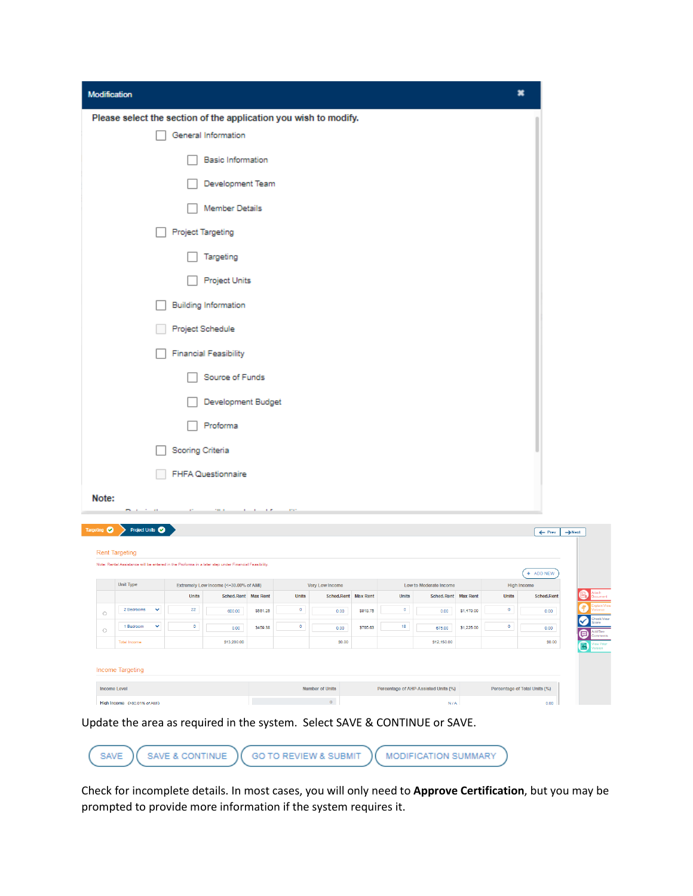**Modification**

Please select the section of the application you wish to modify.

- General Information
  - Basic Information
  - Development Team
  - Member Details
- Project Targeting
  - Targeting
  - Project Units
- Building Information
- Project Schedule
- Financial Feasibility
  - Source of Funds
  - Development Budget
  - Proforma
- Scoring Criteria
- FHFA Questionnaire

**Note:**

Targeting → Project Units

Rent Targeting

Note: Rental Assistance will be entered in the Proforma in a later step under Financial Feasibility.

| | Unit Type | Extremely Low Income (<=30.00% of AMI) | | | Very Low Income | | | Low to Moderate Income | | | High Income | |
|---|---|---|---|---|---|---|---|---|---|---|---|---|
| | | Units | Sched.Rent | Max Rent | Units | Sched.Rent | Max Rent | Units | Sched.Rent | Max Rent | Units | Sched.Rent |
| ○ | 2 Bedrooms | 22 | 600.00 | $551.25 | 0 | 0.00 | $918.75 | 0 | 0.00 | $1,470.00 | 0 | 0.00 |
| ○ | 1 Bedroom | 0 | 0.00 | $459.38 | 0 | 0.00 | $765.63 | 18 | 675.00 | $1,225.00 | 0 | 0.00 |
| | Total Income | | $13,200.00 | | | $0.00 | | | $12,150.00 | | | $0.00 |

Income Targeting

| Income Level | Number of Units | Percentage of AHP-Assisted Units (%) | Percentage of Total Units (%) |
|---|---|---|---|
| High Income (>80.01% of AMI) | 0 | N/A | 0.00 |

Update the area as required in the system. Select SAVE & CONTINUE or SAVE.

SAVE | SAVE & CONTINUE | GO TO REVIEW & SUBMIT | MODIFICATION SUMMARY

Check for incomplete details. In most cases, you will only need to **Approve Certification**, but you may be prompted to provide more information if the system requires it.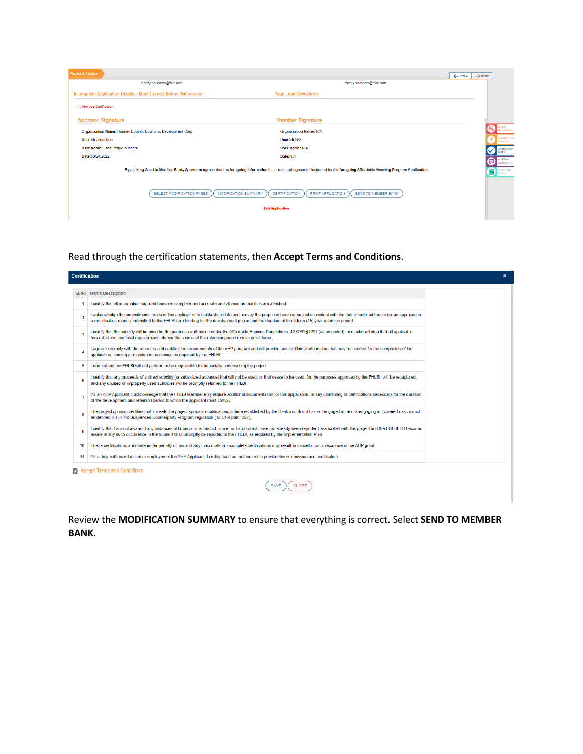Review & Finalize

← Prev | → Next

epetty-saunders@fhlbi.com

epetty-saunders@fhlbi.com

Incomplete Application Details – Must Correct Before Submission

Page Level Deviations

1. Approve Certification

**Sponsor Signature**

**Organization Name:** Hoosier Uplands Economic Development Corp

**User Id:** ahpetteap

**User Name:** Erica Petty-Saunders

**Date:**03/24/2022

**Member Signature**

**Organization Name:** N/A

**User Id:** N/A

**User Name:** N/A

**Date:**N/A

By clicking Send to Member Bank, Sponsors agrees that the foregoing information is correct and agrees to be bound by the foregoing Affordable Housing Program Application.

SELECT MODIFICATION PAGES | MODIFICATION SUMMARY | CERTIFICATION | PRINT APPLICATION | SEND TO MEMBER BANK

Exit Application

Attach Document | Explain/View Variance | Check/View Score | Add/See Comments | View Prior Version

Read through the certification statements, then **Accept Terms and Conditions**.

**Certification**

| Sl.No | Terms Description |
|---|---|
| 1 | I certify that all information supplied herein is complete and accurate and all required exhibits are attached |
| 2 | I acknowledge the commitments made in this application to build/rehabilitate and convey the proposed housing project consistent with the details outlined herein (or as approved in a modification request submitted to the FHLBI) are binding for the development phase and the duration of the fifteen (15) year retention period. |
| 3 | I certify that the subsidy will be used for the purposes authorized under the Affordable Housing Regulations, 12 CFR §1291 (as amended), and acknowledge that all applicable federal, state, and local requirements, during the course of the retention period remain in full force. |
| 4 | I agree to comply with the reporting and certification requirements of the AHP program and will provide any additional information that may be needed for the completion of the application, funding or monitoring processes as required by the FHLBI. |
| 5 | I understand the FHLBI will not perform or be responsible for financially underwriting the project. |
| 6 | I certify that any proceeds of a direct subsidy (or subsidized advance) that will not be used, or that cease to be used, for the purposes approved by the FHLBI, will be recaptured, and any unused or improperly used subsidies will be promptly returned to the FHLBI. |
| 7 | As an AHP Applicant, I acknowledge that the FHLBI Member may require additional documentation for this application, or any monitoring or certifications necessary for the duration of the development and retention period to which the applicant must comply. |
| 8 | The project sponsor certifies that it meets the project sponsor qualifications criteria established by the Bank and that it has not engaged in, and is engaging in, covered misconduct as defined in FHFA's Suspended Counterparty Program regulation (12 CFR part 1227). |
| 9 | I certify that I am not aware of any instances of financial misconduct, crime, or fraud (which have not already been reported) associated with this project and the FHLBI. If I become aware of any such occurrence in the future it shall promptly be reported to the FHLBI, as required by the Implementation Plan. |
| 10 | These certifications are made under penalty of law and any inaccurate or incomplete certifications may result in cancellation or recapture of the AHP grant. |
| 11 | As a duly authorized officer or employee of the AHP Applicant, I certify that I am authorized to provide this submission and certification. |

☑ Accept Terms and Conditions

SAVE | CLOSE

Review the **MODIFICATION SUMMARY** to ensure that everything is correct. Select **SEND TO MEMBER BANK.**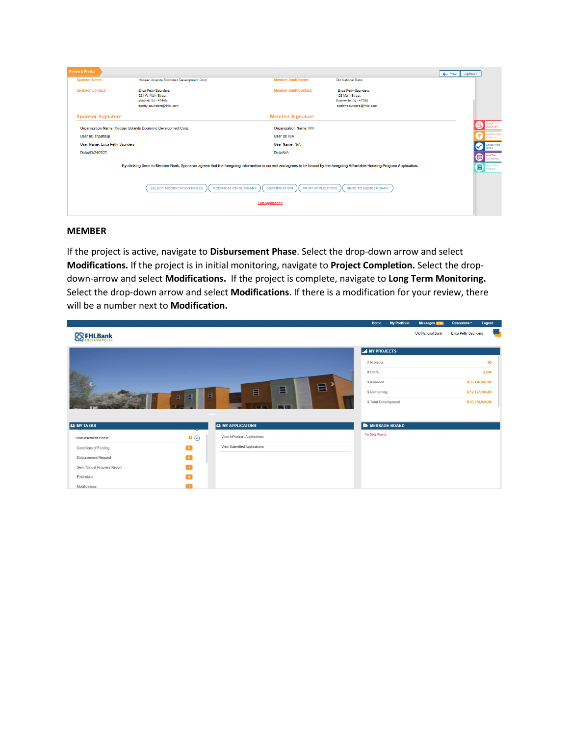## MEMBER

If the project is active, navigate to **Disbursement Phase**. Select the drop-down arrow and select **Modifications.** If the project is in initial monitoring, navigate to **Project Completion.** Select the drop-down-arrow and select **Modifications.** If the project is complete, navigate to **Long Term Monitoring.** Select the drop-down arrow and select **Modifications**. If there is a modification for your review, there will be a number next to **Modification.**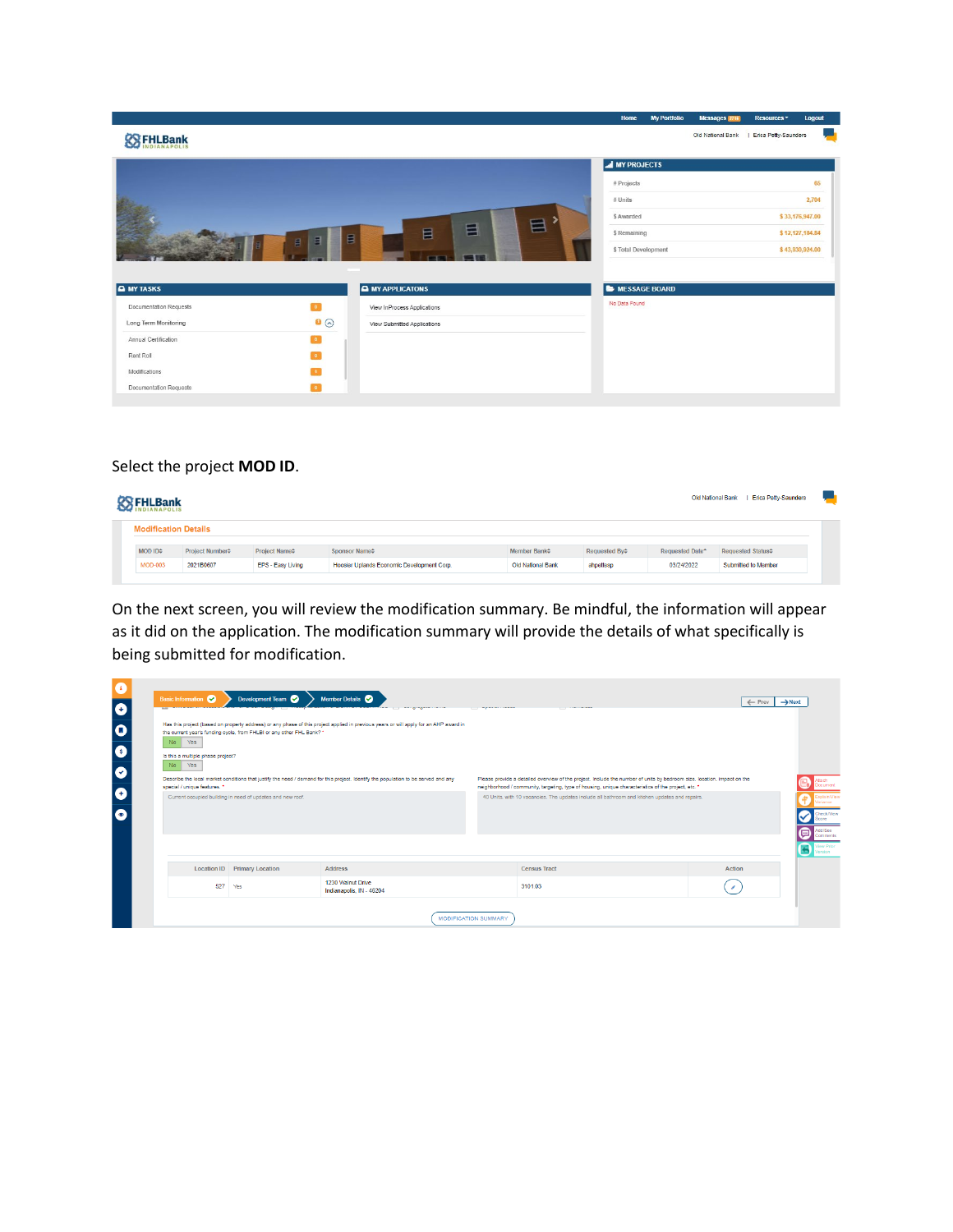Select the project **MOD ID**.

On the next screen, you will review the modification summary. Be mindful, the information will appear as it did on the application. The modification summary will provide the details of what specifically is being submitted for modification.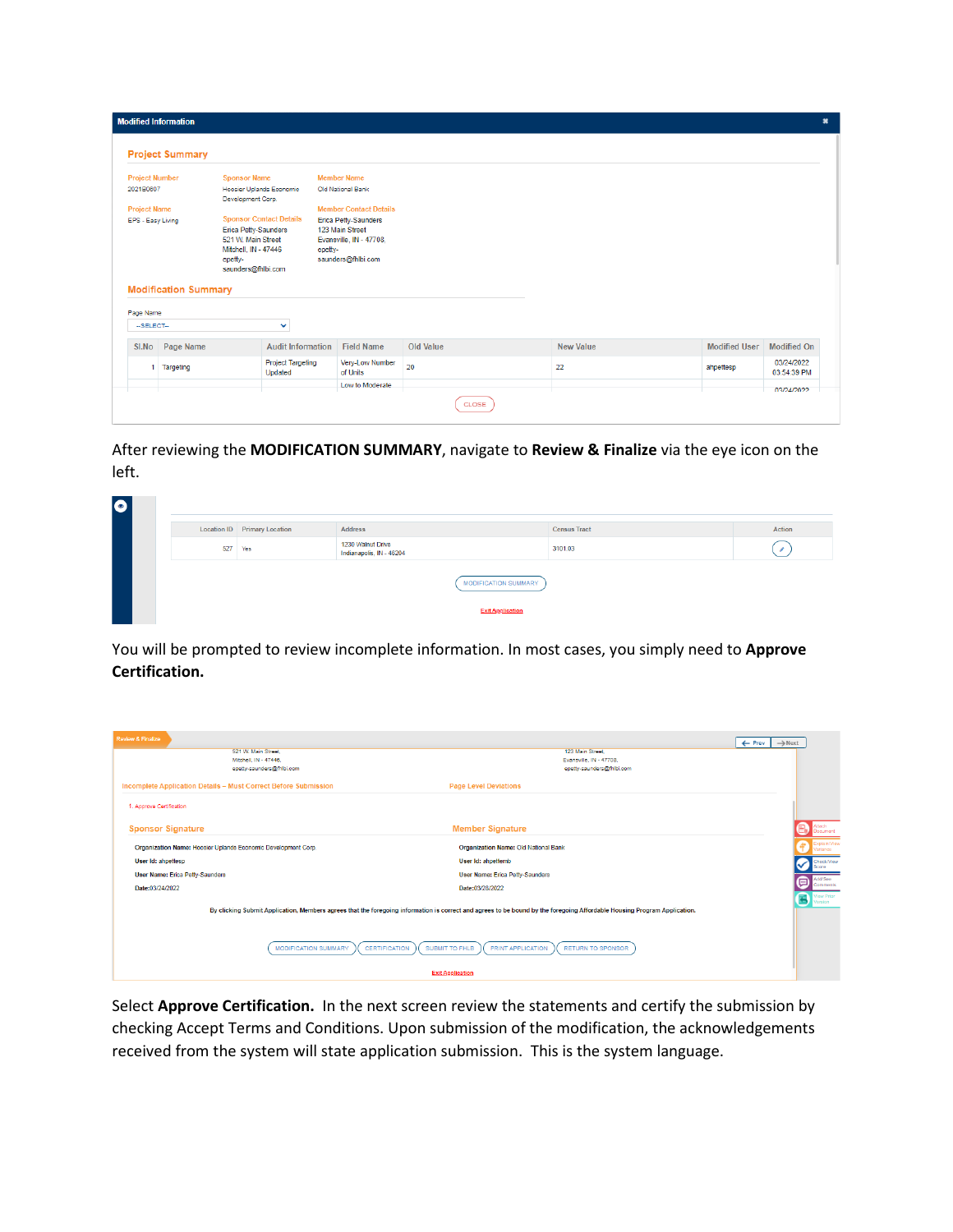After reviewing the **MODIFICATION SUMMARY**, navigate to **Review & Finalize** via the eye icon on the left.

You will be prompted to review incomplete information. In most cases, you simply need to **Approve Certification.**

Select **Approve Certification.** In the next screen review the statements and certify the submission by checking Accept Terms and Conditions. Upon submission of the modification, the acknowledgements received from the system will state application submission. This is the system language.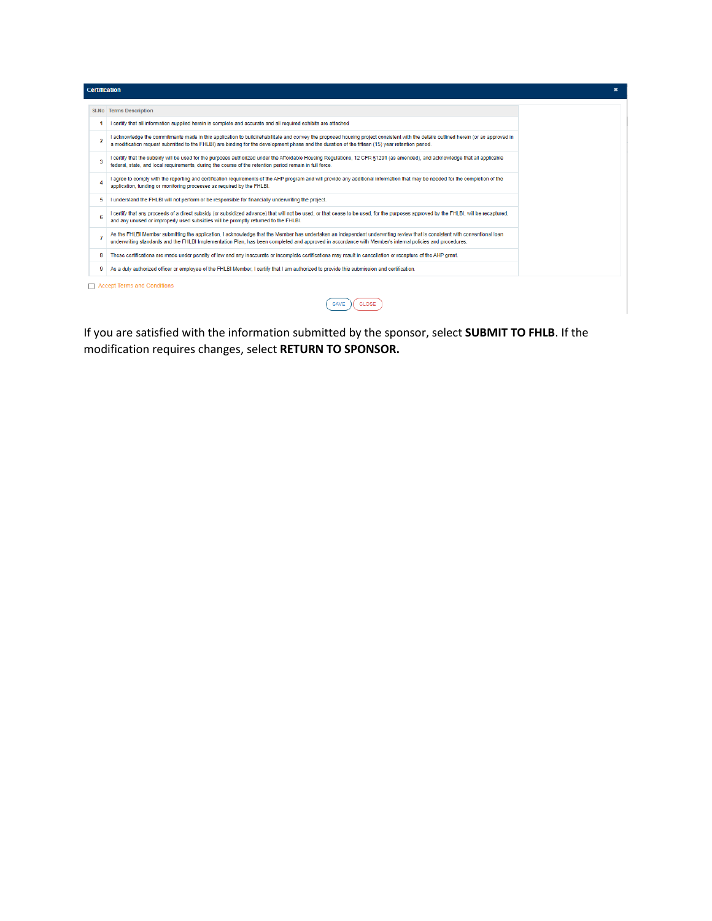**Certification**

| Sl.No | Terms Description |
|---|---|
| 1 | I certify that all information supplied herein is complete and accurate and all required exhibits are attached |
| 2 | I acknowledge the commitments made in this application to build/rehabilitate and convey the proposed housing project consistent with the details outlined herein (or as approved in a modification request submitted to the FHLBI) are binding for the development phase and the duration of the fifteen (15) year retention period. |
| 3 | I certify that the subsidy will be used for the purposes authorized under the Affordable Housing Regulations, 12 CFR §1291 (as amended), and acknowledge that all applicable federal, state, and local requirements, during the course of the retention period remain in full force. |
| 4 | I agree to comply with the reporting and certification requirements of the AHP program and will provide any additional information that may be needed for the completion of the application, funding or monitoring processes as required by the FHLBI. |
| 5 | I understand the FHLBI will not perform or be responsible for financially underwriting the project. |
| 6 | I certify that any proceeds of a direct subsidy (or subsidized advance) that will not be used, or that cease to be used, for the purposes approved by the FHLBI, will be recaptured, and any unused or improperly used subsidies will be promptly returned to the FHLBI. |
| 7 | As the FHLBI Member submitting the application, I acknowledge that the Member has undertaken an independent underwriting review that is consistent with conventional loan underwriting standards and the FHLBI Implementation Plan, has been completed and approved in accordance with Member's internal policies and procedures. |
| 8 | These certifications are made under penalty of law and any inaccurate or incomplete certifications may result in cancellation or recapture of the AHP grant. |
| 9 | As a duly authorized officer or employee of the FHLBI Member, I certify that I am authorized to provide this submission and certification. |

☐ Accept Terms and Conditions

SAVE CLOSE

If you are satisfied with the information submitted by the sponsor, select **SUBMIT TO FHLB**. If the modification requires changes, select **RETURN TO SPONSOR.**